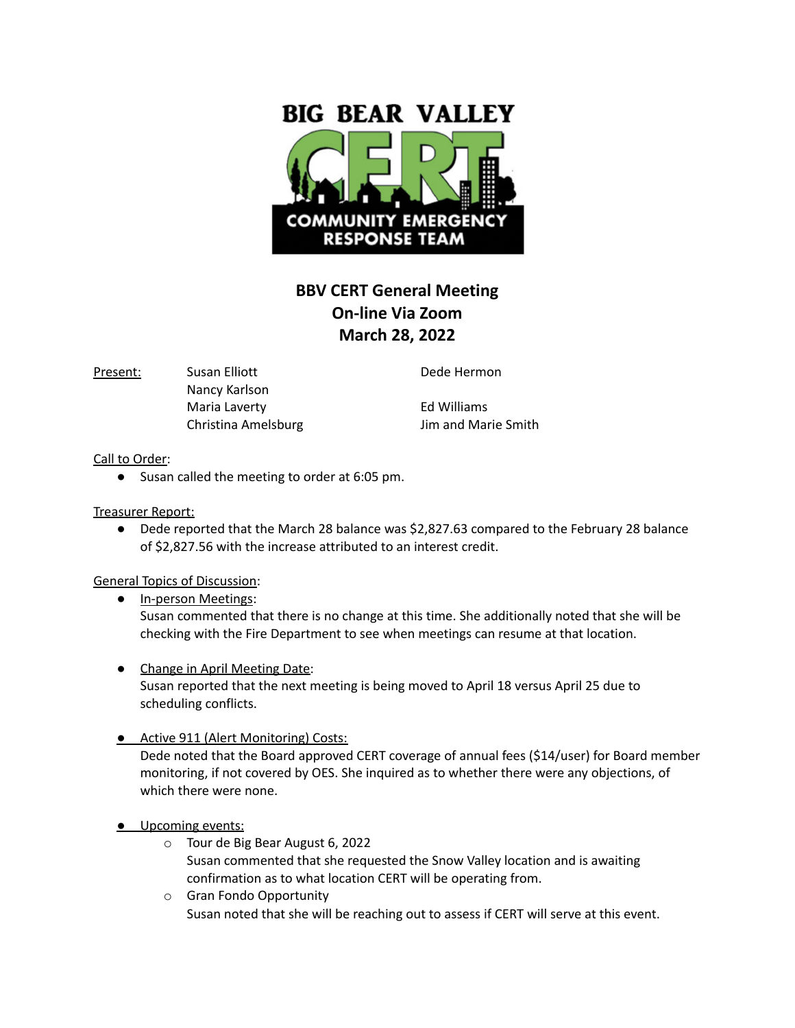BIG BEAR VALLEY CERT COMMUNITY EMERGENCY RESPONSE TEAM

# BBV CERT General Meeting
## On-line Via Zoom
## March 28, 2022

Present:

Susan Elliott
Nancy Karlson
Maria Laverty
Christina Amelsburg
Dede Hermon
Ed Williams
Jim and Marie Smith

Call to Order:

- Susan called the meeting to order at 6:05 pm.

Treasurer Report:

- Dede reported that the March 28 balance was $2,827.63 compared to the February 28 balance of $2,827.56 with the increase attributed to an interest credit.

General Topics of Discussion:

- In-person Meetings:
  Susan commented that there is no change at this time. She additionally noted that she will be checking with the Fire Department to see when meetings can resume at that location.

- Change in April Meeting Date:
  Susan reported that the next meeting is being moved to April 18 versus April 25 due to scheduling conflicts.

- Active 911 (Alert Monitoring) Costs:
  Dede noted that the Board approved CERT coverage of annual fees ($14/user) for Board member monitoring, if not covered by OES. She inquired as to whether there were any objections, of which there were none.

- Upcoming events:
  - Tour de Big Bear August 6, 2022
    Susan commented that she requested the Snow Valley location and is awaiting confirmation as to what location CERT will be operating from.
  - Gran Fondo Opportunity
    Susan noted that she will be reaching out to assess if CERT will serve at this event.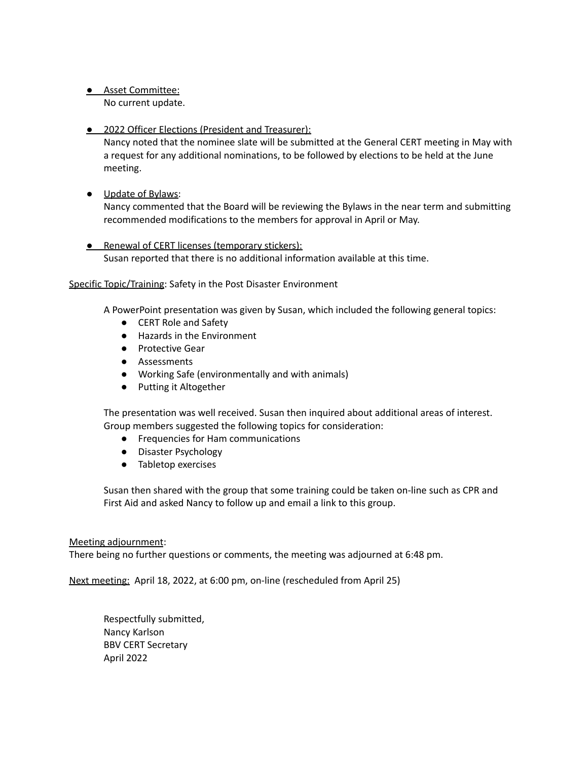- Asset Committee:
  No current update.

- 2022 Officer Elections (President and Treasurer):
  Nancy noted that the nominee slate will be submitted at the General CERT meeting in May with a request for any additional nominations, to be followed by elections to be held at the June meeting.

- Update of Bylaws:
  Nancy commented that the Board will be reviewing the Bylaws in the near term and submitting recommended modifications to the members for approval in April or May.

- Renewal of CERT licenses (temporary stickers):
  Susan reported that there is no additional information available at this time.

Specific Topic/Training: Safety in the Post Disaster Environment

A PowerPoint presentation was given by Susan, which included the following general topics:

- CERT Role and Safety
- Hazards in the Environment
- Protective Gear
- Assessments
- Working Safe (environmentally and with animals)
- Putting it Altogether

The presentation was well received. Susan then inquired about additional areas of interest. Group members suggested the following topics for consideration:

- Frequencies for Ham communications
- Disaster Psychology
- Tabletop exercises

Susan then shared with the group that some training could be taken on-line such as CPR and First Aid and asked Nancy to follow up and email a link to this group.

Meeting adjournment:
There being no further questions or comments, the meeting was adjourned at 6:48 pm.

Next meeting: April 18, 2022, at 6:00 pm, on-line (rescheduled from April 25)

Respectfully submitted,
Nancy Karlson
BBV CERT Secretary
April 2022